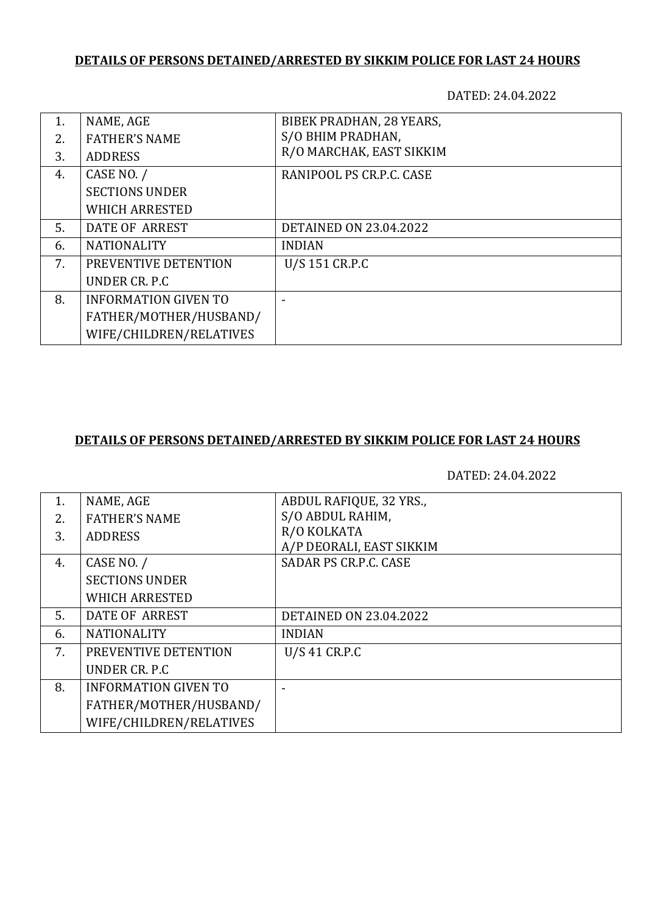**DETAILS OF PERSONS DETAINED/ARRESTED BY SIKKIM POLICE FOR LAST 24 HOURS**

DATED: 24.04.2022

| | | |
|---|---|---|
| 1.<br>2.<br>3. | NAME, AGE<br>FATHER'S NAME<br>ADDRESS | BIBEK PRADHAN, 28 YEARS,<br>S/O BHIM PRADHAN,<br>R/O MARCHAK, EAST SIKKIM |
| 4. | CASE NO. /<br>SECTIONS UNDER<br>WHICH ARRESTED | RANIPOOL PS CR.P.C. CASE |
| 5. | DATE OF ARREST | DETAINED ON 23.04.2022 |
| 6. | NATIONALITY | INDIAN |
| 7. | PREVENTIVE DETENTION<br>UNDER CR. P.C | U/S 151 CR.P.C |
| 8. | INFORMATION GIVEN TO<br>FATHER/MOTHER/HUSBAND/<br>WIFE/CHILDREN/RELATIVES | - |

**DETAILS OF PERSONS DETAINED/ARRESTED BY SIKKIM POLICE FOR LAST 24 HOURS**

DATED: 24.04.2022

| | | |
|---|---|---|
| 1.<br>2.<br>3. | NAME, AGE<br>FATHER'S NAME<br>ADDRESS | ABDUL RAFIQUE, 32 YRS.,<br>S/O ABDUL RAHIM,<br>R/O KOLKATA<br>A/P DEORALI, EAST SIKKIM |
| 4. | CASE NO. /<br>SECTIONS UNDER<br>WHICH ARRESTED | SADAR PS CR.P.C. CASE |
| 5. | DATE OF ARREST | DETAINED ON 23.04.2022 |
| 6. | NATIONALITY | INDIAN |
| 7. | PREVENTIVE DETENTION<br>UNDER CR. P.C | U/S 41 CR.P.C |
| 8. | INFORMATION GIVEN TO<br>FATHER/MOTHER/HUSBAND/<br>WIFE/CHILDREN/RELATIVES | - |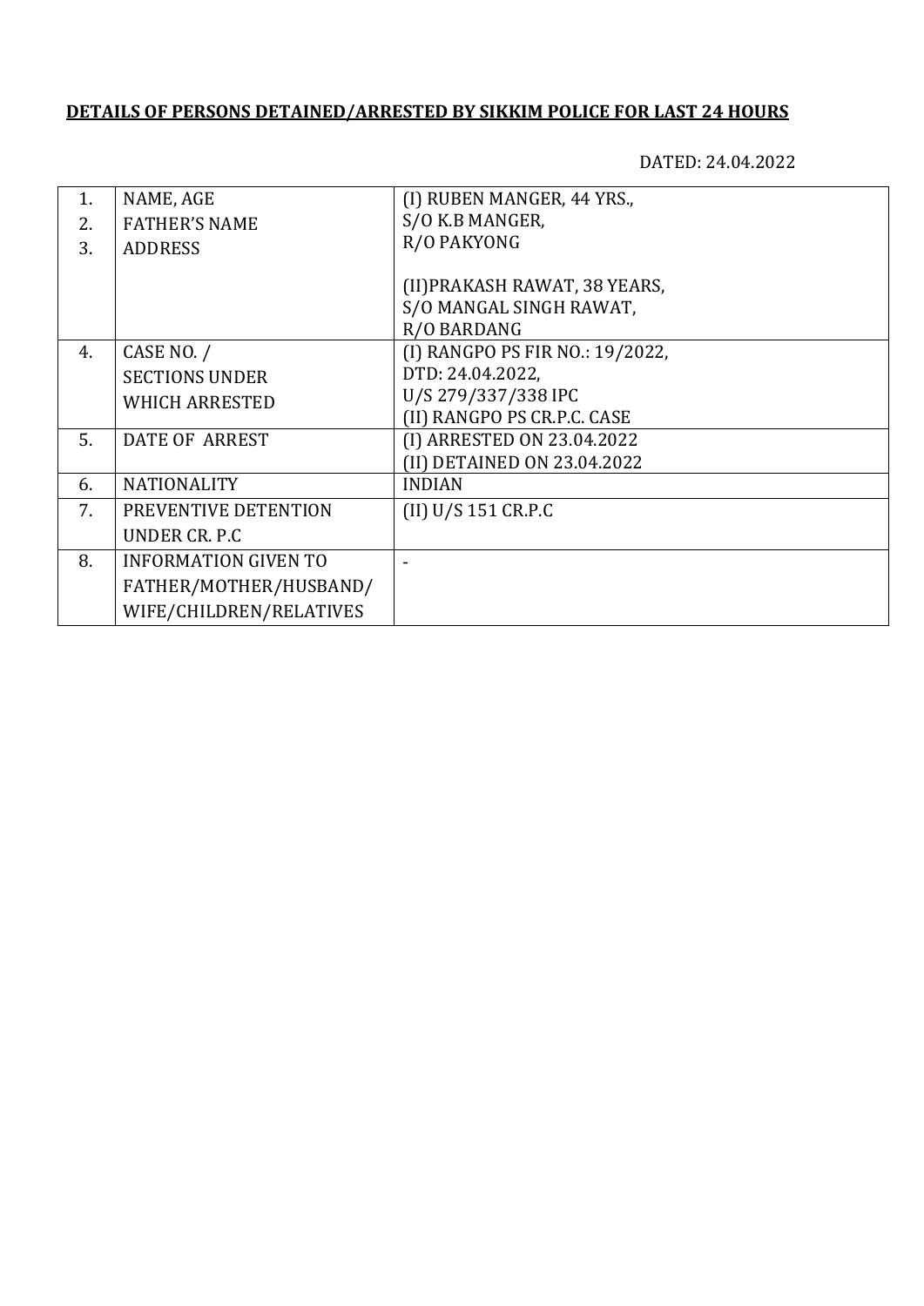**DETAILS OF PERSONS DETAINED/ARRESTED BY SIKKIM POLICE FOR LAST 24 HOURS**

DATED: 24.04.2022

| | | |
|---|---|---|
| 1.<br>2.<br>3. | NAME, AGE<br>FATHER'S NAME<br>ADDRESS | (I) RUBEN MANGER, 44 YRS.,<br>S/O K.B MANGER,<br>R/O PAKYONG<br><br>(II)PRAKASH RAWAT, 38 YEARS,<br>S/O MANGAL SINGH RAWAT,<br>R/O BARDANG |
| 4. | CASE NO. /<br>SECTIONS UNDER<br>WHICH ARRESTED | (I) RANGPO PS FIR NO.: 19/2022,<br>DTD: 24.04.2022,<br>U/S 279/337/338 IPC<br>(II) RANGPO PS CR.P.C. CASE |
| 5. | DATE OF ARREST | (I) ARRESTED ON 23.04.2022<br>(II) DETAINED ON 23.04.2022 |
| 6. | NATIONALITY | INDIAN |
| 7. | PREVENTIVE DETENTION<br>UNDER CR. P.C | (II) U/S 151 CR.P.C |
| 8. | INFORMATION GIVEN TO<br>FATHER/MOTHER/HUSBAND/<br>WIFE/CHILDREN/RELATIVES | - |